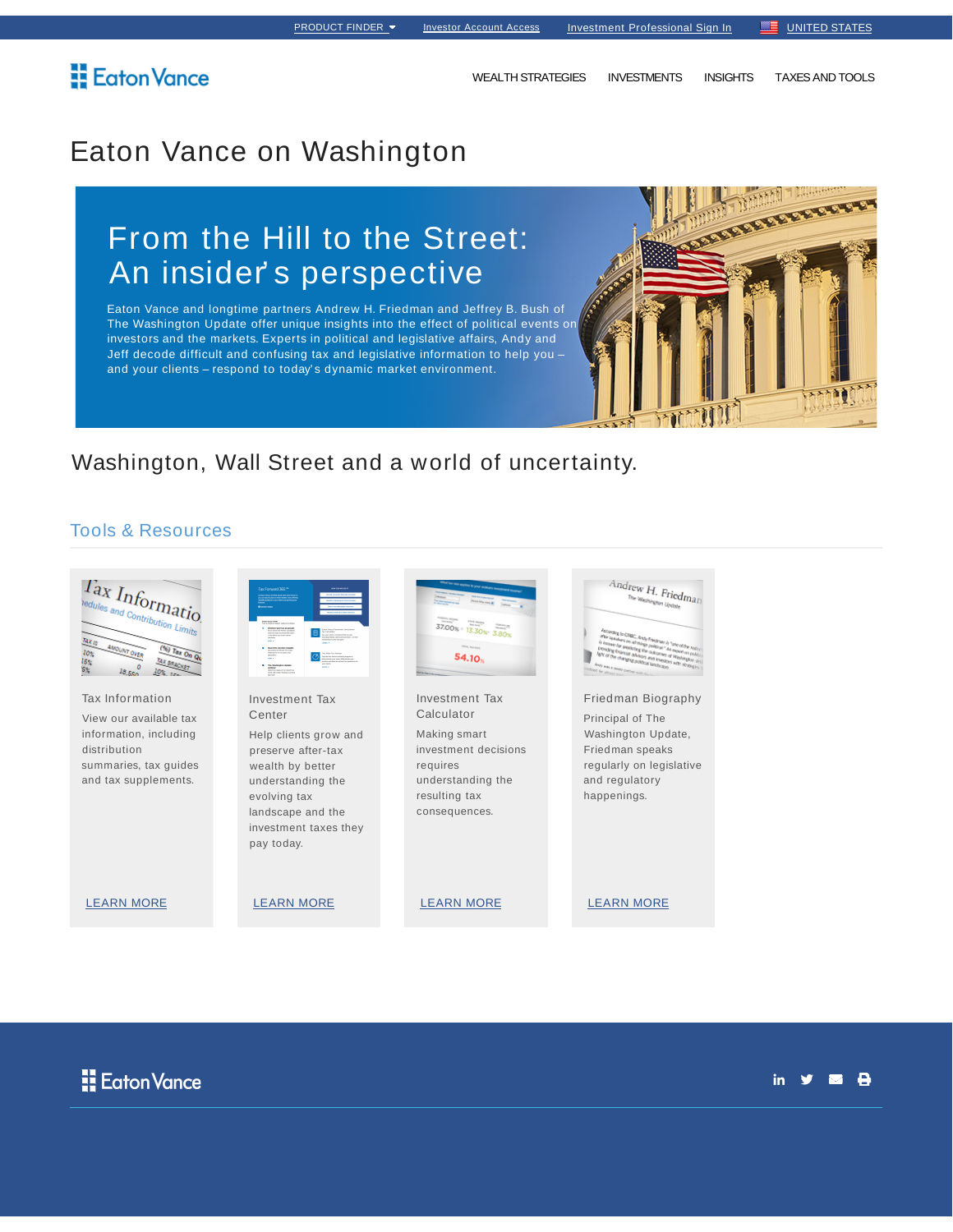PRODUCT FINDER | Investor Account Access | Investment Professional Sign In | UNITED STATES

Eaton Vance

WEALTH STRATEGIES | INVESTMENTS | INSIGHTS | TAXES AND TOOLS

# Eaton Vance on Washington

## From the Hill to the Street: An insider's perspective

Eaton Vance and longtime partners Andrew H. Friedman and Jeffrey B. Bush of The Washington Update offer unique insights into the effect of political events on investors and the markets. Experts in political and legislative affairs, Andy and Jeff decode difficult and confusing tax and legislative information to help you – and your clients – respond to today's dynamic market environment.

## Washington, Wall Street and a world of uncertainty.

### Tools & Resources

**Tax Information**

View our available tax information, including distribution summaries, tax guides and tax supplements.

LEARN MORE

**Investment Tax Center**

Help clients grow and preserve after-tax wealth by better understanding the evolving tax landscape and the investment taxes they pay today.

LEARN MORE

**Investment Tax Calculator**

Making smart investment decisions requires understanding the resulting tax consequences.

LEARN MORE

**Friedman Biography**

Principal of The Washington Update, Friedman speaks regularly on legislative and regulatory happenings.

LEARN MORE

Eaton Vance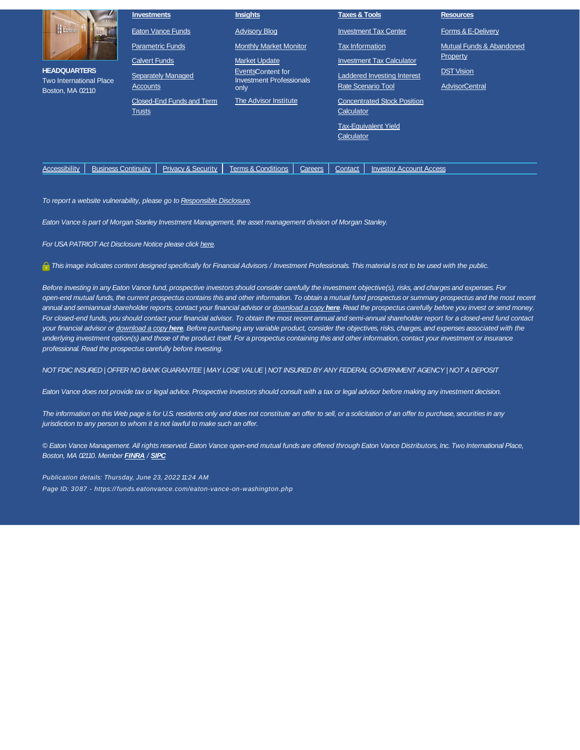**HEADQUARTERS**
Two International Place
Boston, MA 02110

**Investments**

- Eaton Vance Funds
- Parametric Funds
- Calvert Funds
- Separately Managed Accounts
- Closed-End Funds and Term Trusts

**Insights**

- Advisory Blog
- Monthly Market Monitor
- Market Update
- Events Content for Investment Professionals only
- The Advisor Institute

**Taxes & Tools**

- Investment Tax Center
- Tax Information
- Investment Tax Calculator
- Laddered Investing Interest Rate Scenario Tool
- Concentrated Stock Position Calculator
- Tax-Equivalent Yield Calculator

**Resources**

- Forms & E-Delivery
- Mutual Funds & Abandoned Property
- DST Vision
- AdvisorCentral

Accessibility | Business Continuity | Privacy & Security | Terms & Conditions | Careers | Contact | Investor Account Access

*To report a website vulnerability, please go to Responsible Disclosure.*

*Eaton Vance is part of Morgan Stanley Investment Management, the asset management division of Morgan Stanley.*

*For USA PATRIOT Act Disclosure Notice please click here.*

*This image indicates content designed specifically for Financial Advisors / Investment Professionals. This material is not to be used with the public.*

*Before investing in any Eaton Vance fund, prospective investors should consider carefully the investment objective(s), risks, and charges and expenses. For open-end mutual funds, the current prospectus contains this and other information. To obtain a mutual fund prospectus or summary prospectus and the most recent annual and semiannual shareholder reports, contact your financial advisor or download a copy **here**. Read the prospectus carefully before you invest or send money. For closed-end funds, you should contact your financial advisor. To obtain the most recent annual and semi-annual shareholder report for a closed-end fund contact your financial advisor or download a copy **here**. Before purchasing any variable product, consider the objectives, risks, charges, and expenses associated with the underlying investment option(s) and those of the product itself. For a prospectus containing this and other information, contact your investment or insurance professional. Read the prospectus carefully before investing.*

*NOT FDIC INSURED | OFFER NO BANK GUARANTEE | MAY LOSE VALUE | NOT INSURED BY ANY FEDERAL GOVERNMENT AGENCY | NOT A DEPOSIT*

*Eaton Vance does not provide tax or legal advice. Prospective investors should consult with a tax or legal advisor before making any investment decision.*

*The information on this Web page is for U.S. residents only and does not constitute an offer to sell, or a solicitation of an offer to purchase, securities in any jurisdiction to any person to whom it is not lawful to make such an offer.*

*© Eaton Vance Management. All rights reserved. Eaton Vance open-end mutual funds are offered through Eaton Vance Distributors, Inc. Two International Place, Boston, MA 02110. Member **FINRA** / **SIPC***

*Publication details: Thursday, June 23, 2022 11:24 AM*
*Page ID: 3087 - https://funds.eatonvance.com/eaton-vance-on-washington.php*